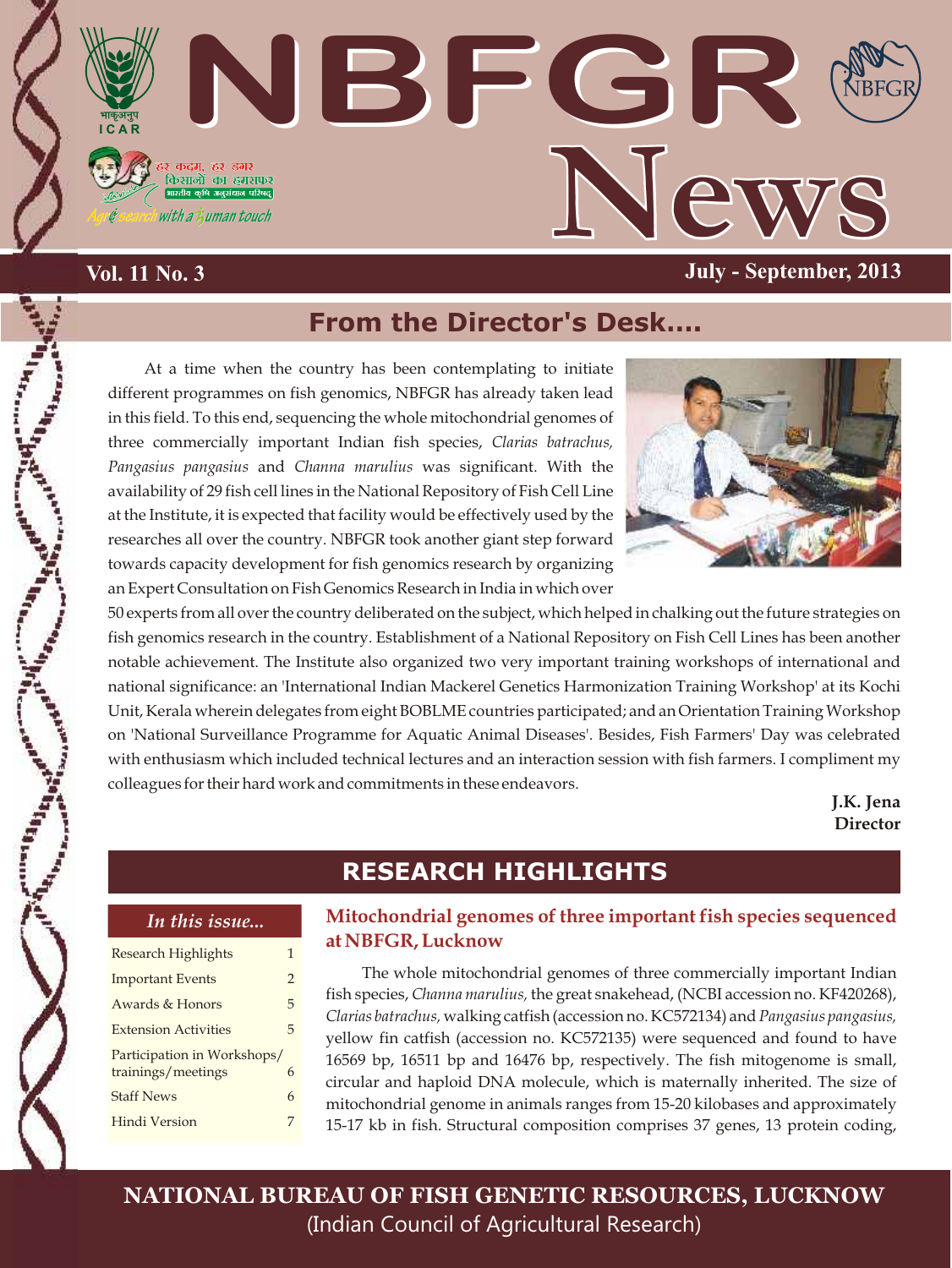# NBFGR News

**Vol. 11 No. 3** **July - September, 2013**

## From the Director's Desk....

At a time when the country has been contemplating to initiate different programmes on fish genomics, NBFGR has already taken lead in this field. To this end, sequencing the whole mitochondrial genomes of three commercially important Indian fish species, *Clarias batrachus, Pangasius pangasius* and *Channa marulius* was significant. With the availability of 29 fish cell lines in the National Repository of Fish Cell Line at the Institute, it is expected that facility would be effectively used by the researches all over the country. NBFGR took another giant step forward towards capacity development for fish genomics research by organizing an Expert Consultation on Fish Genomics Research in India in which over 50 experts from all over the country deliberated on the subject, which helped in chalking out the future strategies on fish genomics research in the country. Establishment of a National Repository on Fish Cell Lines has been another notable achievement. The Institute also organized two very important training workshops of international and national significance: an 'International Indian Mackerel Genetics Harmonization Training Workshop' at its Kochi Unit, Kerala wherein delegates from eight BOBLME countries participated; and an Orientation Training Workshop on 'National Surveillance Programme for Aquatic Animal Diseases'. Besides, Fish Farmers' Day was celebrated with enthusiasm which included technical lectures and an interaction session with fish farmers. I compliment my colleagues for their hard work and commitments in these endeavors.

**J.K. Jena**
**Director**

## RESEARCH HIGHLIGHTS

*In this issue...*

| | |
|---|---|
| Research Highlights | 1 |
| Important Events | 2 |
| Awards & Honors | 5 |
| Extension Activities | 5 |
| Participation in Workshops/ trainings/meetings | 6 |
| Staff News | 6 |
| Hindi Version | 7 |

### Mitochondrial genomes of three important fish species sequenced at NBFGR, Lucknow

The whole mitochondrial genomes of three commercially important Indian fish species, *Channa marulius,* the great snakehead, (NCBI accession no. KF420268), *Clarias batrachus,* walking catfish (accession no. KC572134) and *Pangasius pangasius,* yellow fin catfish (accession no. KC572135) were sequenced and found to have 16569 bp, 16511 bp and 16476 bp, respectively. The fish mitogenome is small, circular and haploid DNA molecule, which is maternally inherited. The size of mitochondrial genome in animals ranges from 15-20 kilobases and approximately 15-17 kb in fish. Structural composition comprises 37 genes, 13 protein coding,

**NATIONAL BUREAU OF FISH GENETIC RESOURCES, LUCKNOW**
(Indian Council of Agricultural Research)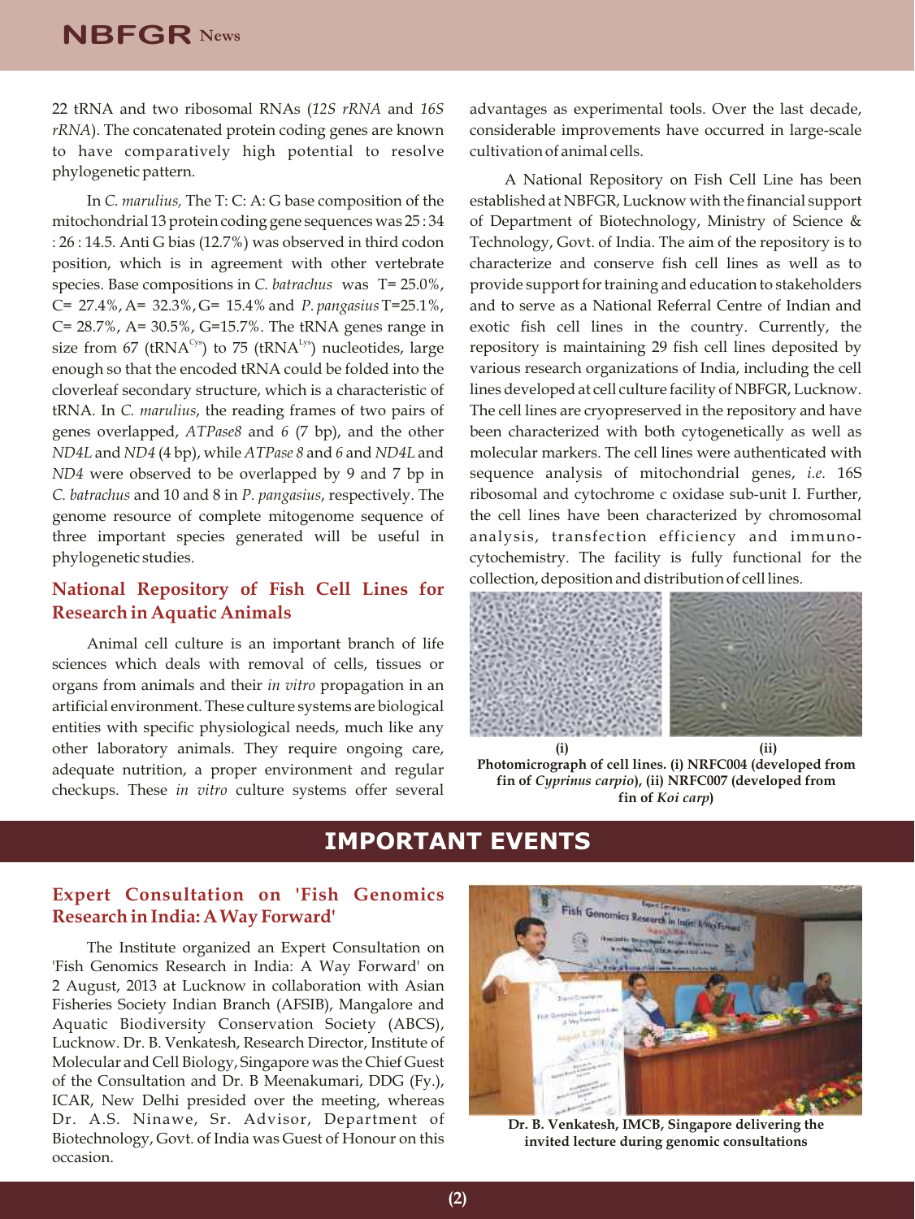22 tRNA and two ribosomal RNAs (*12S rRNA* and *16S rRNA*). The concatenated protein coding genes are known to have comparatively high potential to resolve phylogenetic pattern.

In *C. marulius,* The T: C: A: G base composition of the mitochondrial 13 protein coding gene sequences was 25 : 34 : 26 : 14.5. Anti G bias (12.7%) was observed in third codon position, which is in agreement with other vertebrate species. Base compositions in *C. batrachus* was T= 25.0%, C= 27.4%, A= 32.3%, G= 15.4% and *P. pangasius* T=25.1%, C= 28.7%, A= 30.5%, G=15.7%. The tRNA genes range in size from 67 ($tRNA^{Cys}$) to 75 ($tRNA^{Lys}$) nucleotides, large enough so that the encoded tRNA could be folded into the cloverleaf secondary structure, which is a characteristic of tRNA. In *C. marulius*, the reading frames of two pairs of genes overlapped, *ATPase8* and *6* (7 bp), and the other *ND4L* and *ND4* (4 bp), while *ATPase 8* and *6* and *ND4L* and *ND4* were observed to be overlapped by 9 and 7 bp in *C. batrachus* and 10 and 8 in *P. pangasius*, respectively. The genome resource of complete mitogenome sequence of three important species generated will be useful in phylogenetic studies.

## National Repository of Fish Cell Lines for Research in Aquatic Animals

Animal cell culture is an important branch of life sciences which deals with removal of cells, tissues or organs from animals and their *in vitro* propagation in an artificial environment. These culture systems are biological entities with specific physiological needs, much like any other laboratory animals. They require ongoing care, adequate nutrition, a proper environment and regular checkups. These *in vitro* culture systems offer several advantages as experimental tools. Over the last decade, considerable improvements have occurred in large-scale cultivation of animal cells.

A National Repository on Fish Cell Line has been established at NBFGR, Lucknow with the financial support of Department of Biotechnology, Ministry of Science & Technology, Govt. of India. The aim of the repository is to characterize and conserve fish cell lines as well as to provide support for training and education to stakeholders and to serve as a National Referral Centre of Indian and exotic fish cell lines in the country. Currently, the repository is maintaining 29 fish cell lines deposited by various research organizations of India, including the cell lines developed at cell culture facility of NBFGR, Lucknow. The cell lines are cryopreserved in the repository and have been characterized with both cytogenetically as well as molecular markers. The cell lines were authenticated with sequence analysis of mitochondrial genes, *i.e.* 16S ribosomal and cytochrome c oxidase sub-unit I. Further, the cell lines have been characterized by chromosomal analysis, transfection efficiency and immuno-cytochemistry. The facility is fully functional for the collection, deposition and distribution of cell lines.

(i) (ii)

**Photomicrograph of cell lines. (i) NRFC004 (developed from fin of *Cyprinus carpio*), (ii) NRFC007 (developed from fin of *Koi carp*)**

# IMPORTANT EVENTS

## Expert Consultation on 'Fish Genomics Research in India: A Way Forward'

The Institute organized an Expert Consultation on 'Fish Genomics Research in India: A Way Forward' on 2 August, 2013 at Lucknow in collaboration with Asian Fisheries Society Indian Branch (AFSIB), Mangalore and Aquatic Biodiversity Conservation Society (ABCS), Lucknow. Dr. B. Venkatesh, Research Director, Institute of Molecular and Cell Biology, Singapore was the Chief Guest of the Consultation and Dr. B Meenakumari, DDG (Fy.), ICAR, New Delhi presided over the meeting, whereas Dr. A.S. Ninawe, Sr. Advisor, Department of Biotechnology, Govt. of India was Guest of Honour on this occasion.

**Dr. B. Venkatesh, IMCB, Singapore delivering the invited lecture during genomic consultations**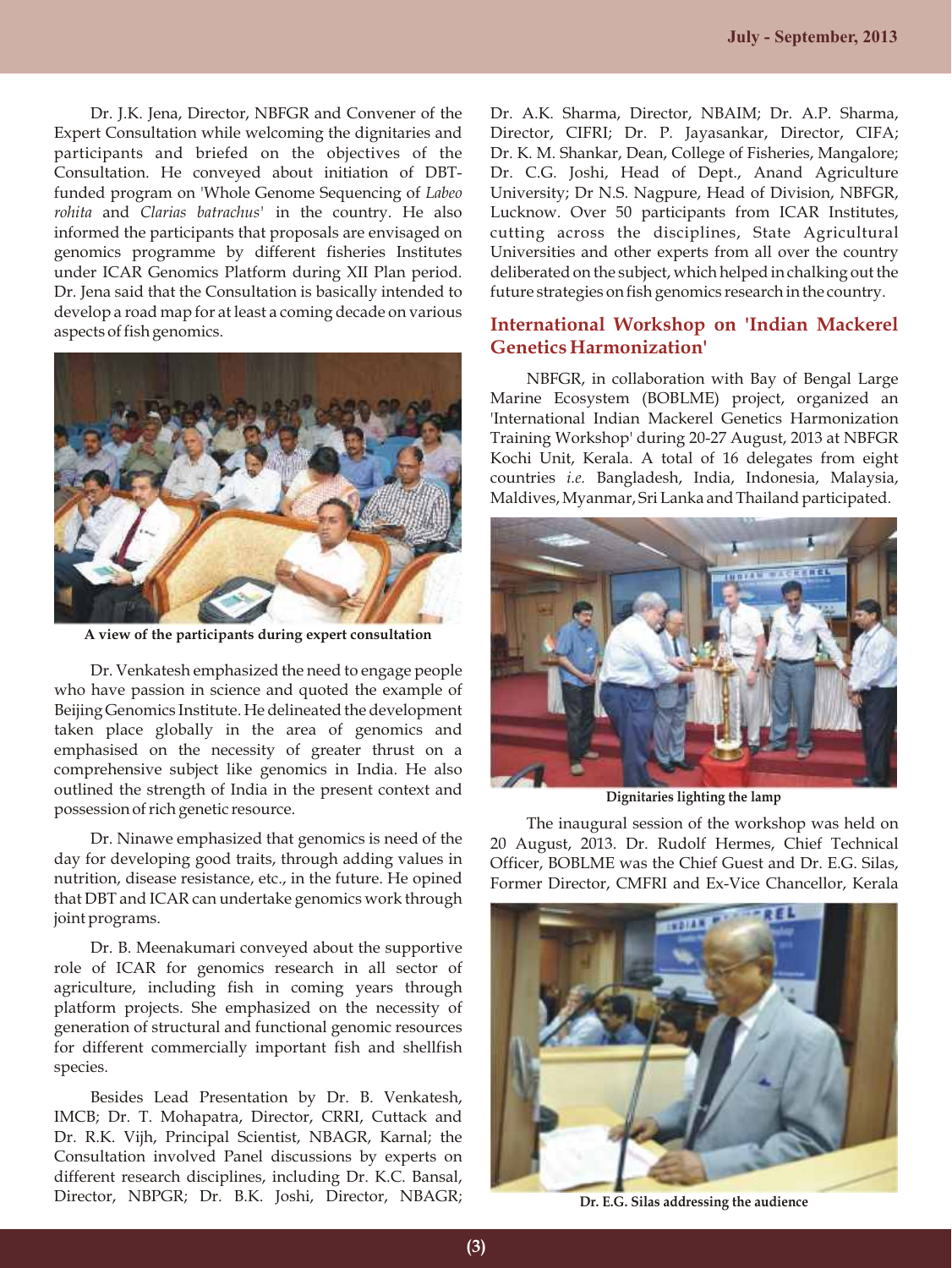Dr. J.K. Jena, Director, NBFGR and Convener of the Expert Consultation while welcoming the dignitaries and participants and briefed on the objectives of the Consultation. He conveyed about initiation of DBT-funded program on 'Whole Genome Sequencing of *Labeo rohita* and *Clarias batrachus*' in the country. He also informed the participants that proposals are envisaged on genomics programme by different fisheries Institutes under ICAR Genomics Platform during XII Plan period. Dr. Jena said that the Consultation is basically intended to develop a road map for at least a coming decade on various aspects of fish genomics.

A view of the participants during expert consultation

Dr. Venkatesh emphasized the need to engage people who have passion in science and quoted the example of Beijing Genomics Institute. He delineated the development taken place globally in the area of genomics and emphasised on the necessity of greater thrust on a comprehensive subject like genomics in India. He also outlined the strength of India in the present context and possession of rich genetic resource.

Dr. Ninawe emphasized that genomics is need of the day for developing good traits, through adding values in nutrition, disease resistance, etc., in the future. He opined that DBT and ICAR can undertake genomics work through joint programs.

Dr. B. Meenakumari conveyed about the supportive role of ICAR for genomics research in all sector of agriculture, including fish in coming years through platform projects. She emphasized on the necessity of generation of structural and functional genomic resources for different commercially important fish and shellfish species.

Besides Lead Presentation by Dr. B. Venkatesh, IMCB; Dr. T. Mohapatra, Director, CRRI, Cuttack and Dr. R.K. Vijh, Principal Scientist, NBAGR, Karnal; the Consultation involved Panel discussions by experts on different research disciplines, including Dr. K.C. Bansal, Director, NBPGR; Dr. B.K. Joshi, Director, NBAGR; Dr. A.K. Sharma, Director, NBAIM; Dr. A.P. Sharma, Director, CIFRI; Dr. P. Jayasankar, Director, CIFA; Dr. K. M. Shankar, Dean, College of Fisheries, Mangalore; Dr. C.G. Joshi, Head of Dept., Anand Agriculture University; Dr N.S. Nagpure, Head of Division, NBFGR, Lucknow. Over 50 participants from ICAR Institutes, cutting across the disciplines, State Agricultural Universities and other experts from all over the country deliberated on the subject, which helped in chalking out the future strategies on fish genomics research in the country.

## International Workshop on 'Indian Mackerel Genetics Harmonization'

NBFGR, in collaboration with Bay of Bengal Large Marine Ecosystem (BOBLME) project, organized an 'International Indian Mackerel Genetics Harmonization Training Workshop' during 20-27 August, 2013 at NBFGR Kochi Unit, Kerala. A total of 16 delegates from eight countries *i.e.* Bangladesh, India, Indonesia, Malaysia, Maldives, Myanmar, Sri Lanka and Thailand participated.

Dignitaries lighting the lamp

The inaugural session of the workshop was held on 20 August, 2013. Dr. Rudolf Hermes, Chief Technical Officer, BOBLME was the Chief Guest and Dr. E.G. Silas, Former Director, CMFRI and Ex-Vice Chancellor, Kerala

Dr. E.G. Silas addressing the audience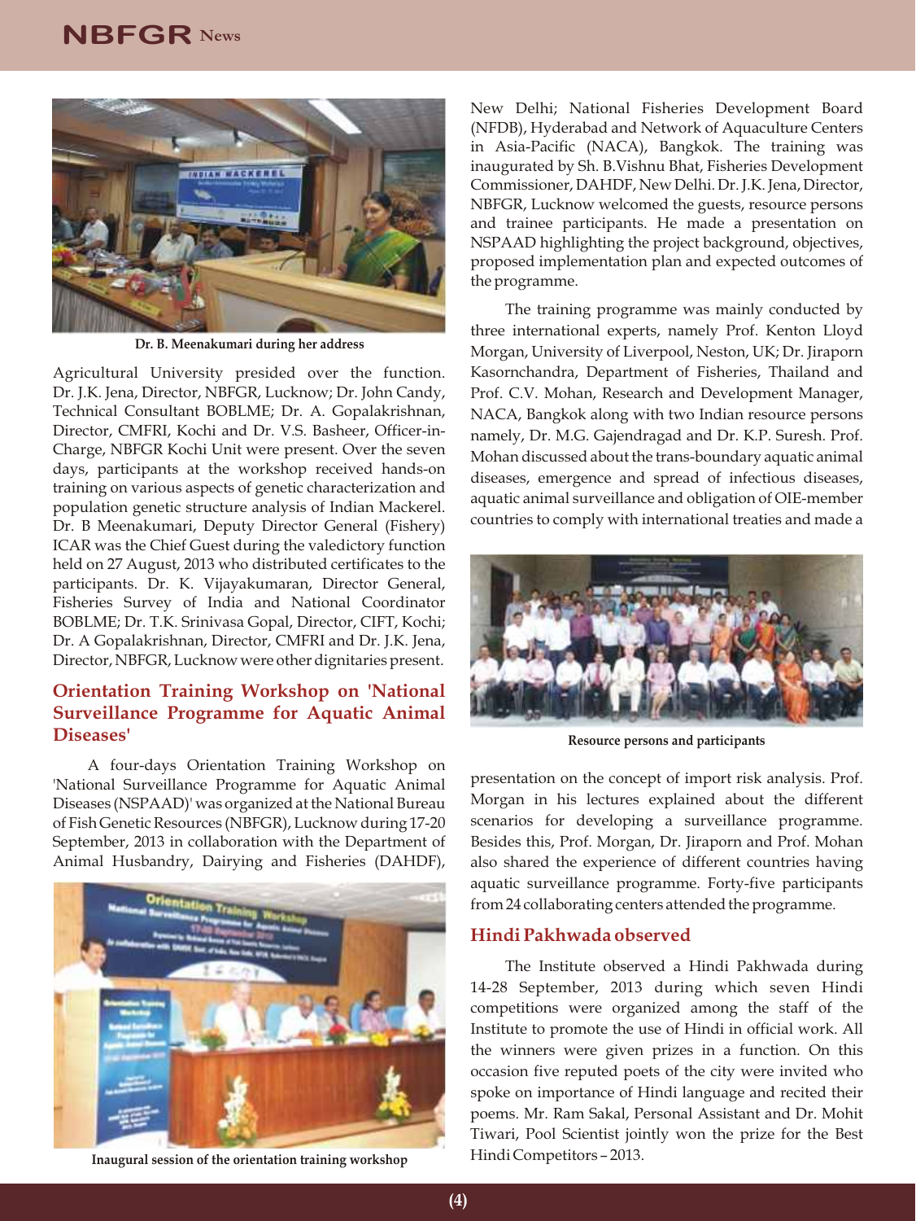Dr. B. Meenakumari during her address

Agricultural University presided over the function. Dr. J.K. Jena, Director, NBFGR, Lucknow; Dr. John Candy, Technical Consultant BOBLME; Dr. A. Gopalakrishnan, Director, CMFRI, Kochi and Dr. V.S. Basheer, Officer-in-Charge, NBFGR Kochi Unit were present. Over the seven days, participants at the workshop received hands-on training on various aspects of genetic characterization and population genetic structure analysis of Indian Mackerel. Dr. B Meenakumari, Deputy Director General (Fishery) ICAR was the Chief Guest during the valedictory function held on 27 August, 2013 who distributed certificates to the participants. Dr. K. Vijayakumaran, Director General, Fisheries Survey of India and National Coordinator BOBLME; Dr. T.K. Srinivasa Gopal, Director, CIFT, Kochi; Dr. A Gopalakrishnan, Director, CMFRI and Dr. J.K. Jena, Director, NBFGR, Lucknow were other dignitaries present.

## Orientation Training Workshop on 'National Surveillance Programme for Aquatic Animal Diseases'

A four-days Orientation Training Workshop on 'National Surveillance Programme for Aquatic Animal Diseases (NSPAAD)' was organized at the National Bureau of Fish Genetic Resources (NBFGR), Lucknow during 17-20 September, 2013 in collaboration with the Department of Animal Husbandry, Dairying and Fisheries (DAHDF), New Delhi; National Fisheries Development Board (NFDB), Hyderabad and Network of Aquaculture Centers in Asia-Pacific (NACA), Bangkok. The training was inaugurated by Sh. B.Vishnu Bhat, Fisheries Development Commissioner, DAHDF, New Delhi. Dr. J.K. Jena, Director, NBFGR, Lucknow welcomed the guests, resource persons and trainee participants. He made a presentation on NSPAAD highlighting the project background, objectives, proposed implementation plan and expected outcomes of the programme.

Inaugural session of the orientation training workshop

The training programme was mainly conducted by three international experts, namely Prof. Kenton Lloyd Morgan, University of Liverpool, Neston, UK; Dr. Jiraporn Kasornchandra, Department of Fisheries, Thailand and Prof. C.V. Mohan, Research and Development Manager, NACA, Bangkok along with two Indian resource persons namely, Dr. M.G. Gajendragad and Dr. K.P. Suresh. Prof. Mohan discussed about the trans-boundary aquatic animal diseases, emergence and spread of infectious diseases, aquatic animal surveillance and obligation of OIE-member countries to comply with international treaties and made a presentation on the concept of import risk analysis. Prof. Morgan in his lectures explained about the different scenarios for developing a surveillance programme. Besides this, Prof. Morgan, Dr. Jiraporn and Prof. Mohan also shared the experience of different countries having aquatic surveillance programme. Forty-five participants from 24 collaborating centers attended the programme.

Resource persons and participants

## Hindi Pakhwada observed

The Institute observed a Hindi Pakhwada during 14-28 September, 2013 during which seven Hindi competitions were organized among the staff of the Institute to promote the use of Hindi in official work. All the winners were given prizes in a function. On this occasion five reputed poets of the city were invited who spoke on importance of Hindi language and recited their poems. Mr. Ram Sakal, Personal Assistant and Dr. Mohit Tiwari, Pool Scientist jointly won the prize for the Best Hindi Competitors – 2013.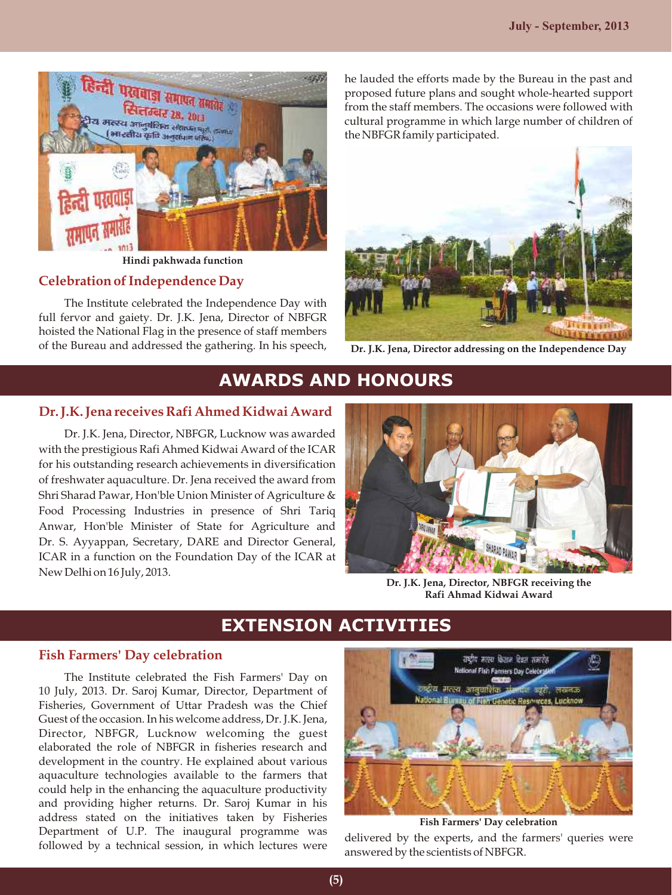Hindi pakhwada function

### Celebration of Independence Day

The Institute celebrated the Independence Day with full fervor and gaiety. Dr. J.K. Jena, Director of NBFGR hoisted the National Flag in the presence of staff members of the Bureau and addressed the gathering. In his speech, he lauded the efforts made by the Bureau in the past and proposed future plans and sought whole-hearted support from the staff members. The occasions were followed with cultural programme in which large number of children of the NBFGR family participated.

Dr. J.K. Jena, Director addressing on the Independence Day

## AWARDS AND HONOURS

### Dr. J.K. Jena receives Rafi Ahmed Kidwai Award

Dr. J.K. Jena, Director, NBFGR, Lucknow was awarded with the prestigious Rafi Ahmed Kidwai Award of the ICAR for his outstanding research achievements in diversification of freshwater aquaculture. Dr. Jena received the award from Shri Sharad Pawar, Hon'ble Union Minister of Agriculture & Food Processing Industries in presence of Shri Tariq Anwar, Hon'ble Minister of State for Agriculture and Dr. S. Ayyappan, Secretary, DARE and Director General, ICAR in a function on the Foundation Day of the ICAR at New Delhi on 16 July, 2013.

Dr. J.K. Jena, Director, NBFGR receiving the Rafi Ahmad Kidwai Award

## EXTENSION ACTIVITIES

### Fish Farmers' Day celebration

The Institute celebrated the Fish Farmers' Day on 10 July, 2013. Dr. Saroj Kumar, Director, Department of Fisheries, Government of Uttar Pradesh was the Chief Guest of the occasion. In his welcome address, Dr. J.K. Jena, Director, NBFGR, Lucknow welcoming the guest elaborated the role of NBFGR in fisheries research and development in the country. He explained about various aquaculture technologies available to the farmers that could help in the enhancing the aquaculture productivity and providing higher returns. Dr. Saroj Kumar in his address stated on the initiatives taken by Fisheries Department of U.P. The inaugural programme was followed by a technical session, in which lectures were delivered by the experts, and the farmers' queries were answered by the scientists of NBFGR.

Fish Farmers' Day celebration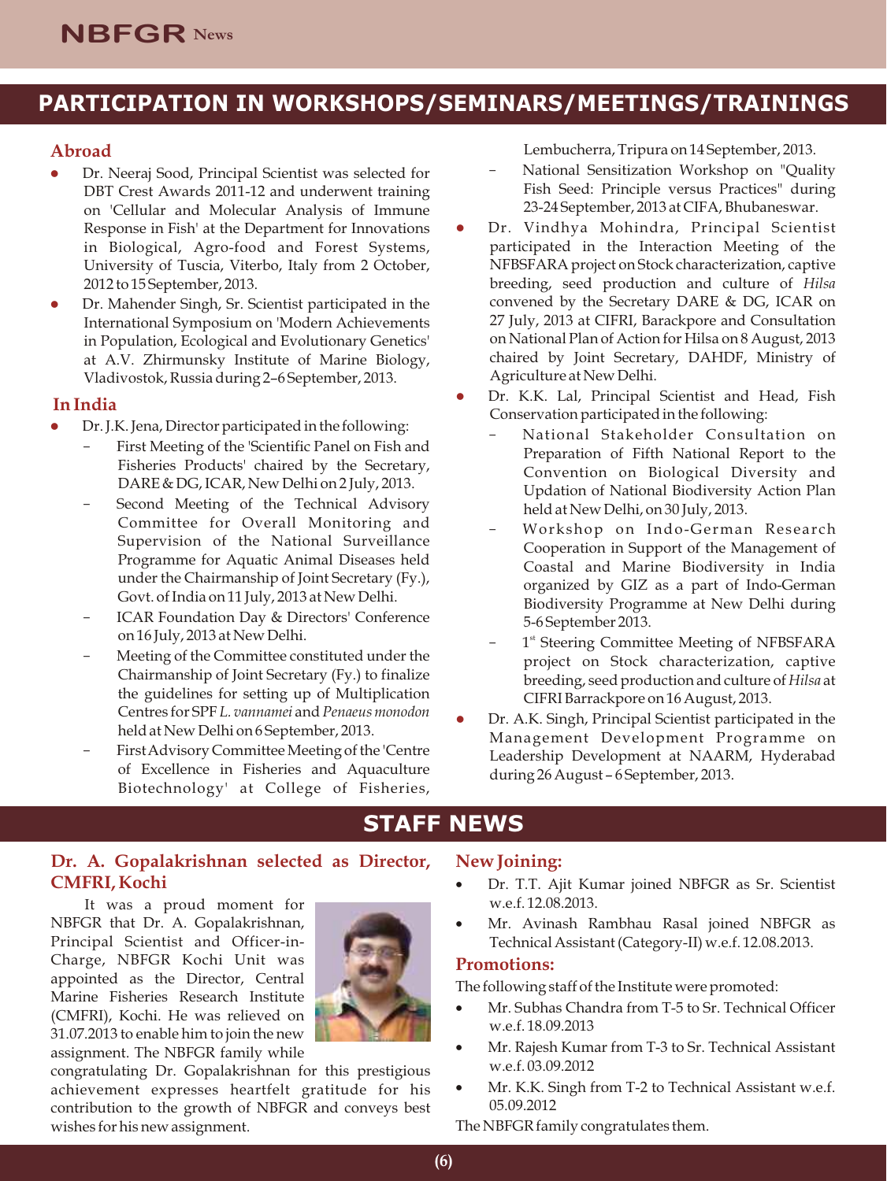## PARTICIPATION IN WORKSHOPS/SEMINARS/MEETINGS/TRAININGS

### Abroad

- Dr. Neeraj Sood, Principal Scientist was selected for DBT Crest Awards 2011-12 and underwent training on 'Cellular and Molecular Analysis of Immune Response in Fish' at the Department for Innovations in Biological, Agro-food and Forest Systems, University of Tuscia, Viterbo, Italy from 2 October, 2012 to 15 September, 2013.
- Dr. Mahender Singh, Sr. Scientist participated in the International Symposium on 'Modern Achievements in Population, Ecological and Evolutionary Genetics' at A.V. Zhirmunsky Institute of Marine Biology, Vladivostok, Russia during 2–6 September, 2013.

### In India

- Dr. J.K. Jena, Director participated in the following:
  - First Meeting of the 'Scientific Panel on Fish and Fisheries Products' chaired by the Secretary, DARE & DG, ICAR, New Delhi on 2 July, 2013.
  - Second Meeting of the Technical Advisory Committee for Overall Monitoring and Supervision of the National Surveillance Programme for Aquatic Animal Diseases held under the Chairmanship of Joint Secretary (Fy.), Govt. of India on 11 July, 2013 at New Delhi.
  - ICAR Foundation Day & Directors' Conference on 16 July, 2013 at New Delhi.
  - Meeting of the Committee constituted under the Chairmanship of Joint Secretary (Fy.) to finalize the guidelines for setting up of Multiplication Centres for SPF *L. vannamei* and *Penaeus monodon* held at New Delhi on 6 September, 2013.
  - First Advisory Committee Meeting of the 'Centre of Excellence in Fisheries and Aquaculture Biotechnology' at College of Fisheries, Lembucherra, Tripura on 14 September, 2013.
  - National Sensitization Workshop on "Quality Fish Seed: Principle versus Practices" during 23-24 September, 2013 at CIFA, Bhubaneswar.
- Dr. Vindhya Mohindra, Principal Scientist participated in the Interaction Meeting of the NFBSFARA project on Stock characterization, captive breeding, seed production and culture of *Hilsa* convened by the Secretary DARE & DG, ICAR on 27 July, 2013 at CIFRI, Barackpore and Consultation on National Plan of Action for Hilsa on 8 August, 2013 chaired by Joint Secretary, DAHDF, Ministry of Agriculture at New Delhi.
- Dr. K.K. Lal, Principal Scientist and Head, Fish Conservation participated in the following:
  - National Stakeholder Consultation on Preparation of Fifth National Report to the Convention on Biological Diversity and Updation of National Biodiversity Action Plan held at New Delhi, on 30 July, 2013.
  - Workshop on Indo-German Research Cooperation in Support of the Management of Coastal and Marine Biodiversity in India organized by GIZ as a part of Indo-German Biodiversity Programme at New Delhi during 5-6 September 2013.
  - 1st Steering Committee Meeting of NFBSFARA project on Stock characterization, captive breeding, seed production and culture of *Hilsa* at CIFRI Barrackpore on 16 August, 2013.
- Dr. A.K. Singh, Principal Scientist participated in the Management Development Programme on Leadership Development at NAARM, Hyderabad during 26 August – 6 September, 2013.

## STAFF NEWS

### Dr. A. Gopalakrishnan selected as Director, CMFRI, Kochi

It was a proud moment for NBFGR that Dr. A. Gopalakrishnan, Principal Scientist and Officer-in-Charge, NBFGR Kochi Unit was appointed as the Director, Central Marine Fisheries Research Institute (CMFRI), Kochi. He was relieved on 31.07.2013 to enable him to join the new assignment. The NBFGR family while congratulating Dr. Gopalakrishnan for this prestigious achievement expresses heartfelt gratitude for his contribution to the growth of NBFGR and conveys best wishes for his new assignment.

### New Joining:

- Dr. T.T. Ajit Kumar joined NBFGR as Sr. Scientist w.e.f. 12.08.2013.
- Mr. Avinash Rambhau Rasal joined NBFGR as Technical Assistant (Category-II) w.e.f. 12.08.2013.

### Promotions:

The following staff of the Institute were promoted:

- Mr. Subhas Chandra from T-5 to Sr. Technical Officer w.e.f. 18.09.2013
- Mr. Rajesh Kumar from T-3 to Sr. Technical Assistant w.e.f. 03.09.2012
- Mr. K.K. Singh from T-2 to Technical Assistant w.e.f. 05.09.2012

The NBFGR family congratulates them.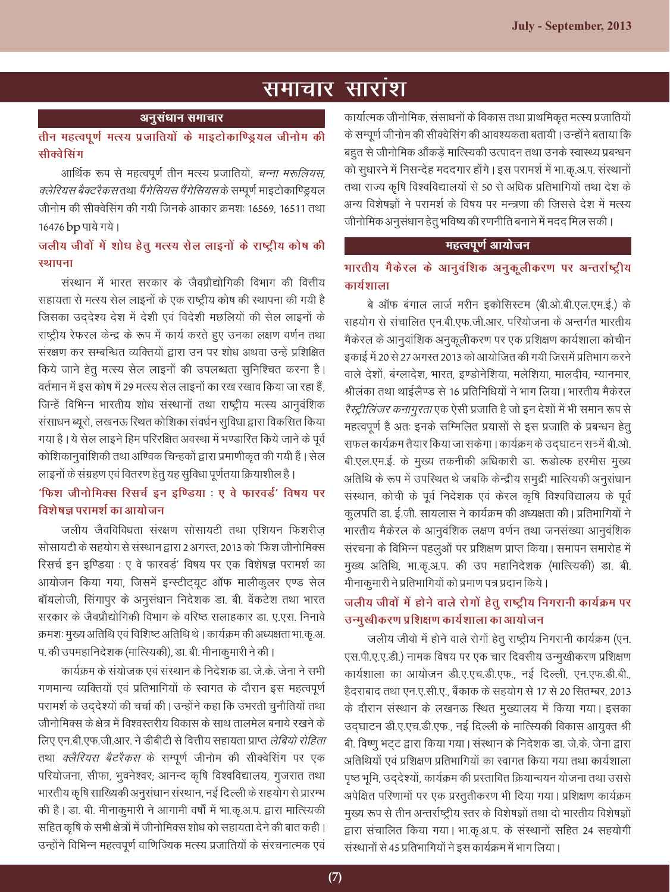# समाचार सारांश

## अनुसंधान समाचार

### तीन महत्वपूर्ण मत्स्य प्रजातियों के माइटोकाण्ड्रियल जीनोम की सीक्वेसिंग

आर्थिक रूप से महत्वपूर्ण तीन मत्स्य प्रजातियों, *चन्ना मरूलियस, क्लेरियस बैक्ट्रैकस* तथा *पैंगेसियस पैंगेसियस* के सम्पूर्ण माइटोकाण्ड्रियल जीनोम की सीक्वेसिंग की गयी जिनके आकार क्रमशः 16569, 16511 तथा 16476 bp पाये गये।

### जलीय जीवों में शोध हेतु मत्स्य सेल लाइनों के राष्ट्रीय कोष की स्थापना

संस्थान में भारत सरकार के जैवप्रौद्योगिकी विभाग की वित्तीय सहायता से मत्स्य सेल लाइनों के एक राष्ट्रीय कोष की स्थापना की गयी है जिसका उद्देश्य देश में देशी एवं विदेशी मछलियों की सेल लाइनों के राष्ट्रीय रेफरल केन्द्र के रूप में कार्य करते हुए उनका लक्षण वर्णन तथा संरक्षण कर सम्बन्धित व्यक्तियों द्वारा उन पर शोध अथवा उन्हें प्रशिक्षित किये जाने हेतु मत्स्य सेल लाइनों की उपलब्धता सुनिश्चित करना है। वर्तमान में इस कोष में 29 मत्स्य सेल लाइनों का रख रखाव किया जा रहा हैं, जिन्हें विभिन्न भारतीय शोध संस्थानों तथा राष्ट्रीय मत्स्य आनुवंशिक संसाधन ब्यूरो, लखनऊ स्थित कोशिका संवर्धन सुविधा द्वारा विकसित किया गया है। ये सेल लाइने हिम परिरक्षित अवस्था में भण्डारित किये जाने के पूर्व कोशिकानुवांशिकी तथा अण्विक चिन्हकों द्वारा प्रमाणीकृत की गयी हैं। सेल लाइनों के संग्रहण एवं वितरण हेतु यह सुविधा पूर्णतया क्रियाशील है।

### 'फिश जीनोमिक्स रिसर्च इन इण्डिया : ए वे फारवर्ड' विषय पर विशेषज्ञ परामर्श का आयोजन

जलीय जैवविविधता संरक्षण सोसायटी तथा एशियन फिशरीज़ सोसायटी के सहयोग से संस्थान द्वारा 2 अगस्त, 2013 को 'फिश जीनोमिक्स रिसर्च इन इण्डिया : ए वे फारवर्ड' विषय पर एक विशेषज्ञ परामर्श का आयोजन किया गया, जिसमें इन्स्टीट्यूट ऑफ मालीकुलर एण्ड सेल बॉयलोजी, सिंगापुर के अनुसंधान निदेशक डा. बी. वेंकटेश तथा भारत सरकार के जैवप्रौद्योगिकी विभाग के वरिष्ठ सलाहकार डा. ए.एस. निनावे क्रमशः मुख्य अतिथि एवं विशिष्ट अतिथि थे। कार्यक्रम की अध्यक्षता भा.कृ.अ.प. की उपमहानिदेशक (मात्स्यिकी), डा. बी. मीनाकुमारी ने की।

कार्यक्रम के संयोजक एवं संस्थान के निदेशक डा. जे.के. जेना ने सभी गणमान्य व्यक्तियों एवं प्रतिभागियों के स्वागत के दौरान इस महत्वपूर्ण परामर्श के उद्देश्यों की चर्चा की। उन्होंने कहा कि उभरती चुनौतियों तथा जीनोमिक्स के क्षेत्र में विश्वस्तरीय विकास के साथ तालमेल बनाये रखने के लिए एन.बी.एफ.जी.आर. ने डीबीटी से वित्तीय सहायता प्राप्त *लेबियो रोहिता* तथा *क्लेरियस बैट्रैकस* के सम्पूर्ण जीनोम की सीक्वेसिंग पर एक परियोजना, सीफा, भुवनेश्वर; आनन्द कृषि विश्वविद्यालय, गुजरात तथा भारतीय कृषि साख्यिकी अनुसंधान संस्थान, नई दिल्ली के सहयोग से प्रारम्भ की है। डा. बी. मीनाकुमारी ने आगामी वर्षो में भा.कृ.अ.प. द्वारा मात्स्यिकी सहित कृषि के सभी क्षेत्रों में जीनोमिक्स शोध को सहायता देने की बात कही। उन्होंने विभिन्न महत्वपूर्ण वाणिज्यिक मत्स्य प्रजातियों के संरचनात्मक एवं कार्यात्मक जीनोमिक, संसाधनों के विकास तथा प्राथमिकृत मत्स्य प्रजातियों के सम्पूर्ण जीनोम की सीक्वेसिंग की आवश्यकता बतायी। उन्होंने बताया कि बहुत से जीनोमिक आँकड़े मात्स्यिकी उत्पादन तथा उनके स्वास्थ्य प्रबन्धन को सुधारने में निसन्देह मददगार होंगे। इस परामर्श में भा.कृ.अ.प. संस्थानों तथा राज्य कृषि विश्वविद्यालयों से 50 से अधिक प्रतिभागियों तथा देश के अन्य विशेषज्ञों ने परामर्श के विषय पर मन्त्रणा की जिससे देश में मत्स्य जीनोमिक अनुसंधान हेतु भविष्य की रणनीति बनाने में मदद मिल सकी।

## महत्वपूर्ण आयोजन

### भारतीय मैकेरल के आनुवंशिक अनुकूलीकरण पर अन्तर्राष्ट्रीय कार्यशाला

बे ऑफ बंगाल लार्ज मरीन इकोसिस्टम (बी.ओ.बी.एल.एम.ई.) के सहयोग से संचालित एन.बी.एफ.जी.आर. परियोजना के अन्तर्गत भारतीय मैकेरल के आनुवांशिक अनुकूलीकरण पर एक प्रशिक्षण कार्यशाला कोचीन इकाई में 20 से 27 अगस्त 2013 को आयोजित की गयी जिसमें प्रतिभाग करने वाले देशों, बंग्लादेश, भारत, इण्डोनेशिया, मलेशिया, मालदीव, म्यानमार, श्रीलंका तथा थाईलैण्ड से 16 प्रतिनिधियों ने भाग लिया। भारतीय मैकेरल *रैस्ट्रीलिंजर कनागुरता* एक ऐसी प्रजाति है जो इन देशों में भी समान रूप से महत्वपूर्ण है अतः इनके सम्मिलित प्रयासों से इस प्रजाति के प्रबन्धन हेतु सफल कार्यक्रम तैयार किया जा सकेगा। कार्यक्रम के उद्घाटन सत्र में बी.ओ.बी.एल.एम.ई. के मुख्य तकनीकी अधिकारी डा. रूडोल्फ हरमीस मुख्य अतिथि के रूप में उपस्थित थे जबकि केन्द्रीय समुद्री मात्स्यिकी अनुसंधान संस्थान, कोची के पूर्व निदेशक एवं केरल कृषि विश्वविद्यालय के पूर्व कुलपति डा. ई.जी. सायलास ने कार्यक्रम की अध्यक्षता की। प्रतिभागियों ने भारतीय मैकेरल के आनुवंशिक लक्षण वर्णन तथा जनसंख्या आनुवंशिक संरचना के विभिन्न पहलुओं पर प्रशिक्षण प्राप्त किया। समापन समारोह में मुख्य अतिथि, भा.कृ.अ.प. की उप महानिदेशक (मात्स्यिकी) डा. बी. मीनाकुमारी ने प्रतिभागियों को प्रमाण पत्र प्रदान किये।

### जलीय जीवों में होने वाले रोगों हेतु राष्ट्रीय निगरानी कार्यक्रम पर उन्मुखीकरण प्रशिक्षण कार्यशाला का आयोजन

जलीय जीवो में होने वाले रोगों हेतु राष्ट्रीय निगरानी कार्यक्रम (एन.एस.पी.ए.ए.डी.) नामक विषय पर एक चार दिवसीय उन्मुखीकरण प्रशिक्षण कार्यशाला का आयोजन डी.ए.एच.डी.एफ., नई दिल्ली, एन.एफ.डी.बी., हैदराबाद तथा एन.ए.सी.ए., बैंकाक के सहयोग से 17 से 20 सितम्बर, 2013 के दौरान संस्थान के लखनऊ स्थित मुख्यालय में किया गया। इसका उद्घाटन डी.ए.एच.डी.एफ., नई दिल्ली के मात्स्यिकी विकास आयुक्त श्री बी. विष्णु भट्ट द्वारा किया गया। संस्थान के निदेशक डा. जे.के. जेना द्वारा अतिथियों एवं प्रशिक्षण प्रतिभागियों का स्वागत किया गया तथा कार्यशाला पृष्ठ भूमि, उद्देश्यों, कार्यक्रम की प्रस्तावित क्रियान्वयन योजना तथा उससे अपेक्षित परिणामों पर एक प्रस्तुतीकरण भी दिया गया। प्रशिक्षण कार्यक्रम मुख्य रूप से तीन अन्तर्राष्ट्रीय स्तर के विशेषज्ञों तथा दो भारतीय विशेषज्ञों द्वारा संचालित किया गया। भा.कृ.अ.प. के संस्थानों सहित 24 सहयोगी संस्थानों से 45 प्रतिभागियों ने इस कार्यक्रम में भाग लिया।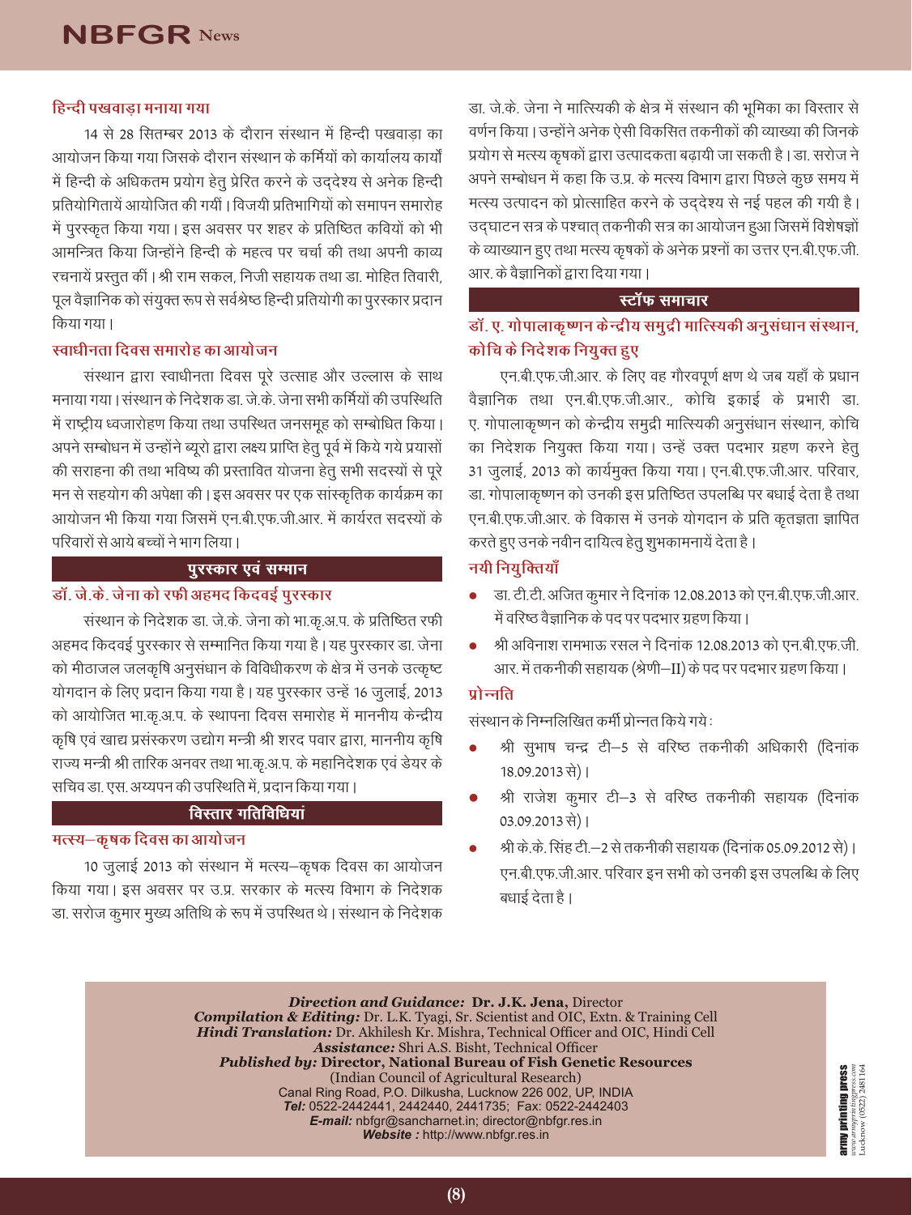### हिन्दी पखवाड़ा मनाया गया

14 से 28 सितम्बर 2013 के दौरान संस्थान में हिन्दी पखवाड़ा का आयोजन किया गया जिसके दौरान संस्थान के कर्मियों को कार्यालय कार्यों में हिन्दी के अधिकतम प्रयोग हेतु प्रेरित करने के उद्देश्य से अनेक हिन्दी प्रतियोगितायें आयोजित की गयीं। विजयी प्रतिभागियों को समापन समारोह में पुरस्कृत किया गया। इस अवसर पर शहर के प्रतिष्ठित कवियों को भी आमन्त्रित किया जिन्होंने हिन्दी के महत्व पर चर्चा की तथा अपनी काव्य रचनायें प्रस्तुत कीं। श्री राम सकल, निजी सहायक तथा डा. मोहित तिवारी, पूल वैज्ञानिक को संयुक्त रूप से सर्वश्रेष्ठ हिन्दी प्रतियोगी का पुरस्कार प्रदान किया गया।

### स्वाधीनता दिवस समारोह का आयोजन

संस्थान द्वारा स्वाधीनता दिवस पूरे उत्साह और उल्लास के साथ मनाया गया। संस्थान के निदेशक डा. जे.के. जेना सभी कर्मियों की उपस्थिति में राष्ट्रीय ध्वजारोहण किया तथा उपस्थित जनसमूह को सम्बोधित किया। अपने सम्बोधन में उन्होंने ब्यूरो द्वारा लक्ष्य प्राप्ति हेतु पूर्व में किये गये प्रयासों की सराहना की तथा भविष्य की प्रस्तावित योजना हेतु सभी सदस्यों से पूरे मन से सहयोग की अपेक्षा की। इस अवसर पर एक सांस्कृतिक कार्यक्रम का आयोजन भी किया गया जिसमें एन.बी.एफ.जी.आर. में कार्यरत सदस्यों के परिवारों से आये बच्चों ने भाग लिया।

## पुरस्कार एवं सम्मान

### डॉ. जे.के. जेना को रफी अहमद किदवई पुरस्कार

संस्थान के निदेशक डा. जे.के. जेना को भा.कृ.अ.प. के प्रतिष्ठित रफी अहमद किदवई पुरस्कार से सम्मानित किया गया है। यह पुरस्कार डा. जेना को मीठाजल जलकृषि अनुसंधान के विविधीकरण के क्षेत्र में उनके उत्कृष्ट योगदान के लिए प्रदान किया गया है। यह पुरस्कार उन्हें 16 जुलाई, 2013 को आयोजित भा.कृ.अ.प. के स्थापना दिवस समारोह में माननीय केन्द्रीय कृषि एवं खाद्य प्रसंस्करण उद्योग मन्त्री श्री शरद पवार द्वारा, माननीय कृषि राज्य मन्त्री श्री तारिक अनवर तथा भा.कृ.अ.प. के महानिदेशक एवं डेयर के सचिव डा. एस. अय्यपन की उपस्थिति में, प्रदान किया गया।

## विस्तार गतिविधियां

### मत्स्य–कृषक दिवस का आयोजन

10 जुलाई 2013 को संस्थान में मत्स्य–कृषक दिवस का आयोजन किया गया। इस अवसर पर उ.प्र. सरकार के मत्स्य विभाग के निदेशक डा. सरोज कुमार मुख्य अतिथि के रूप में उपस्थित थे। संस्थान के निदेशक डा. जे.के. जेना ने मात्स्यिकी के क्षेत्र में संस्थान की भूमिका का विस्तार से वर्णन किया। उन्होंने अनेक ऐसी विकसित तकनीकों की व्याख्या की जिनके प्रयोग से मत्स्य कृषकों द्वारा उत्पादकता बढ़ायी जा सकती है। डा. सरोज ने अपने सम्बोधन में कहा कि उ.प्र. के मत्स्य विभाग द्वारा पिछले कुछ समय में मत्स्य उत्पादन को प्रोत्साहित करने के उद्देश्य से नई पहल की गयी है। उद्घाटन सत्र के पश्चात् तकनीकी सत्र का आयोजन हुआ जिसमें विशेषज्ञों के व्याख्यान हुए तथा मत्स्य कृषकों के अनेक प्रश्नों का उत्तर एन.बी.एफ.जी.आर. के वैज्ञानिकों द्वारा दिया गया।

## स्टॉफ समाचार

### डॉ. ए. गोपालाकृष्णन केन्द्रीय समुद्री मात्स्यिकी अनुसंधान संस्थान, कोचि के निदेशक नियुक्त हुए

एन.बी.एफ.जी.आर. के लिए वह गौरवपूर्ण क्षण थे जब यहाँ के प्रधान वैज्ञानिक तथा एन.बी.एफ.जी.आर., कोचि इकाई के प्रभारी डा. ए. गोपालाकृष्णन को केन्द्रीय समुद्री मात्स्यिकी अनुसंधान संस्थान, कोचि का निदेशक नियुक्त किया गया। उन्हें उक्त पदभार ग्रहण करने हेतु 31 जुलाई, 2013 को कार्यमुक्त किया गया। एन.बी.एफ.जी.आर. परिवार, डा. गोपालाकृष्णन को उनकी इस प्रतिष्ठित उपलब्धि पर बधाई देता है तथा एन.बी.एफ.जी.आर. के विकास में उनके योगदान के प्रति कृतज्ञता ज्ञापित करते हुए उनके नवीन दायित्व हेतु शुभकामनायें देता है।

### नयी नियुक्तियाँ

- डा. टी.टी. अजित कुमार ने दिनांक 12.08.2013 को एन.बी.एफ.जी.आर. में वरिष्ठ वैज्ञानिक के पद पर पदभार ग्रहण किया।
- श्री अविनाश रामभाऊ रसल ने दिनांक 12.08.2013 को एन.बी.एफ.जी. आर. में तकनीकी सहायक (श्रेणी–II) के पद पर पदभार ग्रहण किया।

### प्रोन्नति

संस्थान के निम्नलिखित कर्मी प्रोन्नत किये गये:

- श्री सुभाष चन्द्र टी–5 से वरिष्ठ तकनीकी अधिकारी (दिनांक 18.09.2013 से)।
- श्री राजेश कुमार टी–3 से वरिष्ठ तकनीकी सहायक (दिनांक 03.09.2013 से)।
- श्री के.के. सिंह टी.–2 से तकनीकी सहायक (दिनांक 05.09.2012 से)।

एन.बी.एफ.जी.आर. परिवार इन सभी को उनकी इस उपलब्धि के लिए बधाई देता है।

***Direction and Guidance:*** **Dr. J.K. Jena,** Director
***Compilation & Editing:*** Dr. L.K. Tyagi, Sr. Scientist and OIC, Extn. & Training Cell
***Hindi Translation:*** Dr. Akhilesh Kr. Mishra, Technical Officer and OIC, Hindi Cell
***Assistance:*** Shri A.S. Bisht, Technical Officer
***Published by:*** **Director, National Bureau of Fish Genetic Resources**
(Indian Council of Agricultural Research)
Canal Ring Road, P.O. Dilkusha, Lucknow 226 002, UP, INDIA
***Tel:*** 0522-2442441, 2442440, 2441735; Fax: 0522-2442403
***E-mail:*** nbfgr@sancharnet.in; director@nbfgr.res.in
***Website :*** http://www.nbfgr.res.in

army printing press
www.armyprintingpress.com
Lucknow (0522) 2481164